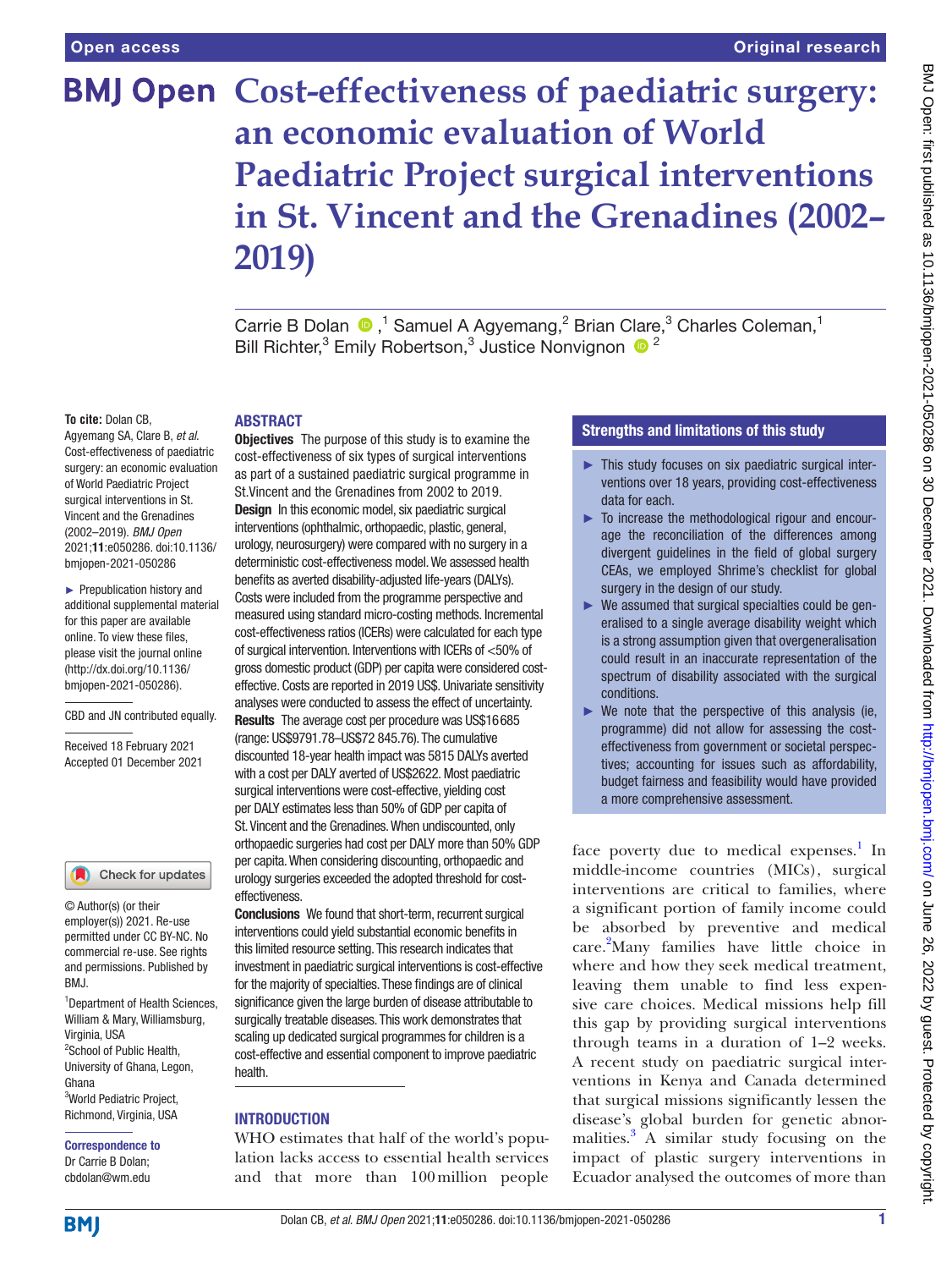# Cost-effectiveness of paediatric surgery: an economic evaluation of World Paediatric Project surgical interventions in St. Vincent and the Grenadines (2002–2019)

Carrie B Dolan [1], Samuel A Agyemang [2], Brian Clare [3], Charles Coleman [1], Bill Richter [3], Emily Robertson [3], Justice Nonvignon [2]

**To cite:** Dolan CB, Agyemang SA, Clare B, *et al*. Cost-effectiveness of paediatric surgery: an economic evaluation of World Paediatric Project surgical interventions in St. Vincent and the Grenadines (2002–2019). *BMJ Open* 2021;**11**:e050286. doi:10.1136/bmjopen-2021-050286

► Prepublication history and additional supplemental material for this paper are available online. To view these files, please visit the journal online (http://dx.doi.org/10.1136/bmjopen-2021-050286).

CBD and JN contributed equally.

Received 18 February 2021
Accepted 01 December 2021

© Author(s) (or their employer(s)) 2021. Re-use permitted under CC BY-NC. No commercial re-use. See rights and permissions. Published by BMJ.

[1] Department of Health Sciences, William & Mary, Williamsburg, Virginia, USA
[2] School of Public Health, University of Ghana, Legon, Ghana
[3] World Pediatric Project, Richmond, Virginia, USA

**Correspondence to**
Dr Carrie B Dolan;
cbdolan@wm.edu

## ABSTRACT

**Objectives** The purpose of this study is to examine the cost-effectiveness of six types of surgical interventions as part of a sustained paediatric surgical programme in St.Vincent and the Grenadines from 2002 to 2019.

**Design** In this economic model, six paediatric surgical interventions (ophthalmic, orthopaedic, plastic, general, urology, neurosurgery) were compared with no surgery in a deterministic cost-effectiveness model. We assessed health benefits as averted disability-adjusted life-years (DALYs). Costs were included from the programme perspective and measured using standard micro-costing methods. Incremental cost-effectiveness ratios (ICERs) were calculated for each type of surgical intervention. Interventions with ICERs of <50% of gross domestic product (GDP) per capita were considered cost-effective. Costs are reported in 2019 US$. Univariate sensitivity analyses were conducted to assess the effect of uncertainty.

**Results** The average cost per procedure was US$16 685 (range: US$9791.78–US$72 845.76). The cumulative discounted 18-year health impact was 5815 DALYs averted with a cost per DALY averted of US$2622. Most paediatric surgical interventions were cost-effective, yielding cost per DALY estimates less than 50% of GDP per capita of St. Vincent and the Grenadines. When undiscounted, only orthopaedic surgeries had cost per DALY more than 50% GDP per capita. When considering discounting, orthopaedic and urology surgeries exceeded the adopted threshold for cost-effectiveness.

**Conclusions** We found that short-term, recurrent surgical interventions could yield substantial economic benefits in this limited resource setting. This research indicates that investment in paediatric surgical interventions is cost-effective for the majority of specialties. These findings are of clinical significance given the large burden of disease attributable to surgically treatable diseases. This work demonstrates that scaling up dedicated surgical programmes for children is a cost-effective and essential component to improve paediatric health.

### Strengths and limitations of this study

- This study focuses on six paediatric surgical interventions over 18 years, providing cost-effectiveness data for each.
- To increase the methodological rigour and encourage the reconciliation of the differences among divergent guidelines in the field of global surgery CEAs, we employed Shrime's checklist for global surgery in the design of our study.
- We assumed that surgical specialties could be generalised to a single average disability weight which is a strong assumption given that overgeneralisation could result in an inaccurate representation of the spectrum of disability associated with the surgical conditions.
- We note that the perspective of this analysis (ie, programme) did not allow for assessing the cost-effectiveness from government or societal perspectives; accounting for issues such as affordability, budget fairness and feasibility would have provided a more comprehensive assessment.

## INTRODUCTION

WHO estimates that half of the world's population lacks access to essential health services and that more than 100 million people face poverty due to medical expenses.[1] In middle-income countries (MICs), surgical interventions are critical to families, where a significant portion of family income could be absorbed by preventive and medical care.[2] Many families have little choice in where and how they seek medical treatment, leaving them unable to find less expensive care choices. Medical missions help fill this gap by providing surgical interventions through teams in a duration of 1–2 weeks. A recent study on paediatric surgical interventions in Kenya and Canada determined that surgical missions significantly lessen the disease's global burden for genetic abnormalities.[3] A similar study focusing on the impact of plastic surgery interventions in Ecuador analysed the outcomes of more than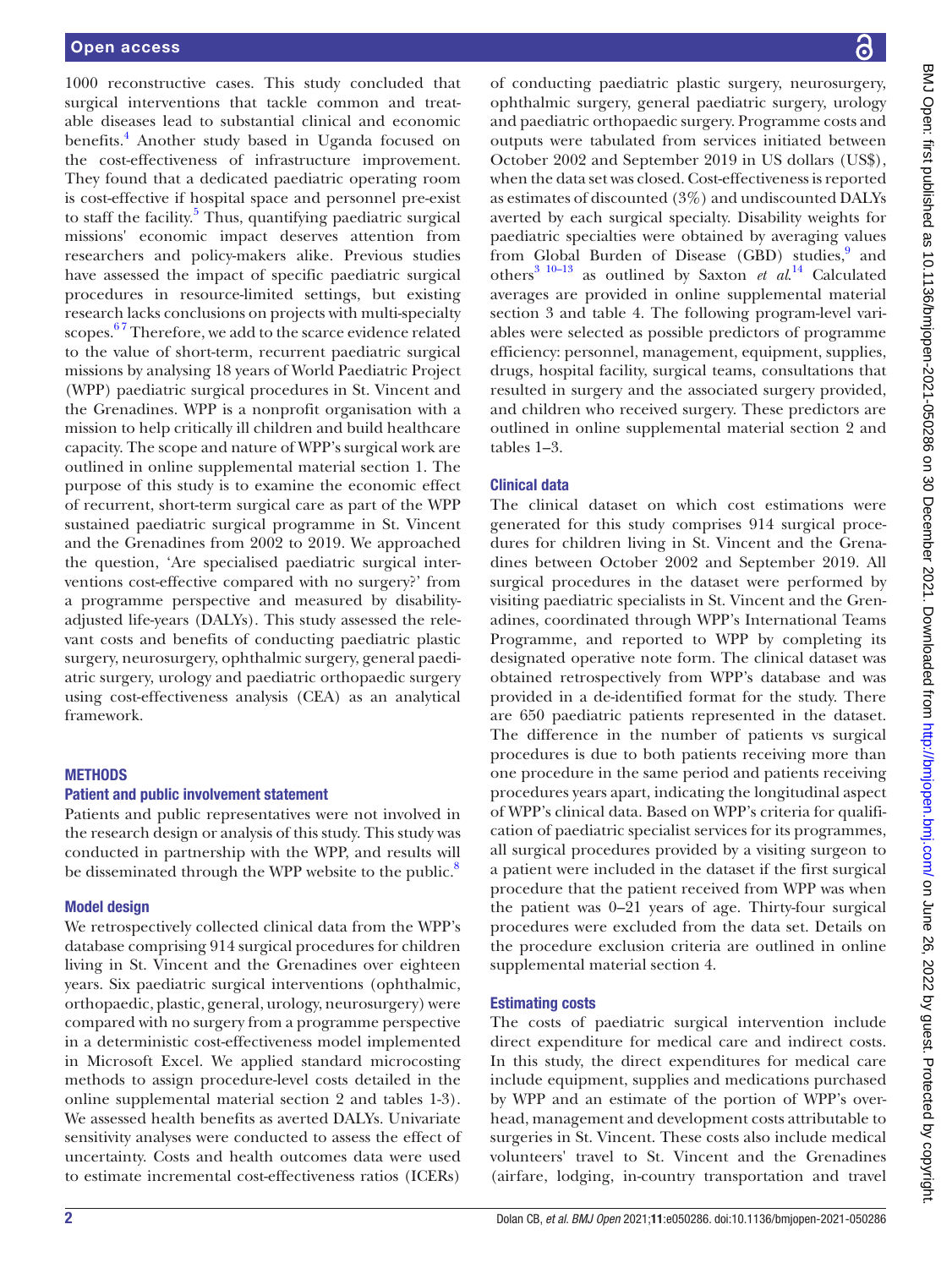1000 reconstructive cases. This study concluded that surgical interventions that tackle common and treatable diseases lead to substantial clinical and economic benefits.[4] Another study based in Uganda focused on the cost-effectiveness of infrastructure improvement. They found that a dedicated paediatric operating room is cost-effective if hospital space and personnel pre-exist to staff the facility.[5] Thus, quantifying paediatric surgical missions' economic impact deserves attention from researchers and policy-makers alike. Previous studies have assessed the impact of specific paediatric surgical procedures in resource-limited settings, but existing research lacks conclusions on projects with multi-specialty scopes.[6,7] Therefore, we add to the scarce evidence related to the value of short-term, recurrent paediatric surgical missions by analysing 18 years of World Paediatric Project (WPP) paediatric surgical procedures in St. Vincent and the Grenadines. WPP is a nonprofit organisation with a mission to help critically ill children and build healthcare capacity. The scope and nature of WPP's surgical work are outlined in online supplemental material section 1. The purpose of this study is to examine the economic effect of recurrent, short-term surgical care as part of the WPP sustained paediatric surgical programme in St. Vincent and the Grenadines from 2002 to 2019. We approached the question, 'Are specialised paediatric surgical interventions cost-effective compared with no surgery?' from a programme perspective and measured by disability-adjusted life-years (DALYs). This study assessed the relevant costs and benefits of conducting paediatric plastic surgery, neurosurgery, ophthalmic surgery, general paediatric surgery, urology and paediatric orthopaedic surgery using cost-effectiveness analysis (CEA) as an analytical framework.

## METHODS

### Patient and public involvement statement

Patients and public representatives were not involved in the research design or analysis of this study. This study was conducted in partnership with the WPP, and results will be disseminated through the WPP website to the public.[8]

### Model design

We retrospectively collected clinical data from the WPP's database comprising 914 surgical procedures for children living in St. Vincent and the Grenadines over eighteen years. Six paediatric surgical interventions (ophthalmic, orthopaedic, plastic, general, urology, neurosurgery) were compared with no surgery from a programme perspective in a deterministic cost-effectiveness model implemented in Microsoft Excel. We applied standard microcosting methods to assign procedure-level costs detailed in the online supplemental material section 2 and tables 1-3). We assessed health benefits as averted DALYs. Univariate sensitivity analyses were conducted to assess the effect of uncertainty. Costs and health outcomes data were used to estimate incremental cost-effectiveness ratios (ICERs) of conducting paediatric plastic surgery, neurosurgery, ophthalmic surgery, general paediatric surgery, urology and paediatric orthopaedic surgery. Programme costs and outputs were tabulated from services initiated between October 2002 and September 2019 in US dollars (US$), when the data set was closed. Cost-effectiveness is reported as estimates of discounted (3%) and undiscounted DALYs averted by each surgical specialty. Disability weights for paediatric specialties were obtained by averaging values from Global Burden of Disease (GBD) studies,[9] and others[3,10–13] as outlined by Saxton *et al*.[14] Calculated averages are provided in online supplemental material section 3 and table 4. The following program-level variables were selected as possible predictors of programme efficiency: personnel, management, equipment, supplies, drugs, hospital facility, surgical teams, consultations that resulted in surgery and the associated surgery provided, and children who received surgery. These predictors are outlined in online supplemental material section 2 and tables 1–3.

### Clinical data

The clinical dataset on which cost estimations were generated for this study comprises 914 surgical procedures for children living in St. Vincent and the Grenadines between October 2002 and September 2019. All surgical procedures in the dataset were performed by visiting paediatric specialists in St. Vincent and the Grenadines, coordinated through WPP's International Teams Programme, and reported to WPP by completing its designated operative note form. The clinical dataset was obtained retrospectively from WPP's database and was provided in a de-identified format for the study. There are 650 paediatric patients represented in the dataset. The difference in the number of patients vs surgical procedures is due to both patients receiving more than one procedure in the same period and patients receiving procedures years apart, indicating the longitudinal aspect of WPP's clinical data. Based on WPP's criteria for qualification of paediatric specialist services for its programmes, all surgical procedures provided by a visiting surgeon to a patient were included in the dataset if the first surgical procedure that the patient received from WPP was when the patient was 0–21 years of age. Thirty-four surgical procedures were excluded from the data set. Details on the procedure exclusion criteria are outlined in online supplemental material section 4.

### Estimating costs

The costs of paediatric surgical intervention include direct expenditure for medical care and indirect costs. In this study, the direct expenditures for medical care include equipment, supplies and medications purchased by WPP and an estimate of the portion of WPP's overhead, management and development costs attributable to surgeries in St. Vincent. These costs also include medical volunteers' travel to St. Vincent and the Grenadines (airfare, lodging, in-country transportation and travel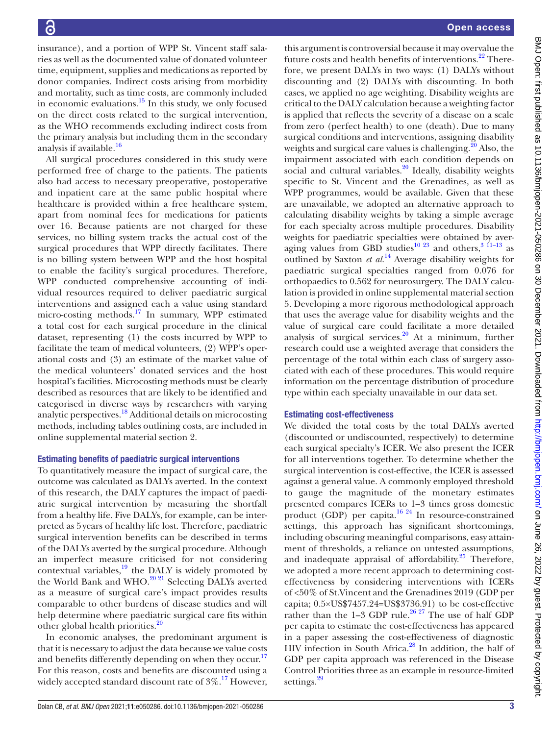insurance), and a portion of WPP St. Vincent staff salaries as well as the documented value of donated volunteer time, equipment, supplies and medications as reported by donor companies. Indirect costs arising from morbidity and mortality, such as time costs, are commonly included in economic evaluations.[15] In this study, we only focused on the direct costs related to the surgical intervention, as the WHO recommends excluding indirect costs from the primary analysis but including them in the secondary analysis if available.[16]

All surgical procedures considered in this study were performed free of charge to the patients. The patients also had access to necessary preoperative, postoperative and inpatient care at the same public hospital where healthcare is provided within a free healthcare system, apart from nominal fees for medications for patients over 16. Because patients are not charged for these services, no billing system tracks the actual cost of the surgical procedures that WPP directly facilitates. There is no billing system between WPP and the host hospital to enable the facility's surgical procedures. Therefore, WPP conducted comprehensive accounting of individual resources required to deliver paediatric surgical interventions and assigned each a value using standard micro-costing methods.[17] In summary, WPP estimated a total cost for each surgical procedure in the clinical dataset, representing (1) the costs incurred by WPP to facilitate the team of medical volunteers, (2) WPP's operational costs and (3) an estimate of the market value of the medical volunteers' donated services and the host hospital's facilities. Microcosting methods must be clearly described as resources that are likely to be identified and categorised in diverse ways by researchers with varying analytic perspectives.[18] Additional details on microcosting methods, including tables outlining costs, are included in online supplemental material section 2.

### Estimating benefits of paediatric surgical interventions

To quantitatively measure the impact of surgical care, the outcome was calculated as DALYs averted. In the context of this research, the DALY captures the impact of paediatric surgical intervention by measuring the shortfall from a healthy life. Five DALYs, for example, can be interpreted as 5 years of healthy life lost. Therefore, paediatric surgical intervention benefits can be described in terms of the DALYs averted by the surgical procedure. Although an imperfect measure criticised for not considering contextual variables,[19] the DALY is widely promoted by the World Bank and WHO.[20,21] Selecting DALYs averted as a measure of surgical care's impact provides results comparable to other burdens of disease studies and will help determine where paediatric surgical care fits within other global health priorities.[20]

In economic analyses, the predominant argument is that it is necessary to adjust the data because we value costs and benefits differently depending on when they occur.[17] For this reason, costs and benefits are discounted using a widely accepted standard discount rate of 3%.[17] However, this argument is controversial because it may overvalue the future costs and health benefits of interventions.[22] Therefore, we present DALYs in two ways: (1) DALYs without discounting and (2) DALYs with discounting. In both cases, we applied no age weighting. Disability weights are critical to the DALY calculation because a weighting factor is applied that reflects the severity of a disease on a scale from zero (perfect health) to one (death). Due to many surgical conditions and interventions, assigning disability weights and surgical care values is challenging.[20] Also, the impairment associated with each condition depends on social and cultural variables.[20] Ideally, disability weights specific to St. Vincent and the Grenadines, as well as WPP programmes, would be available. Given that these are unavailable, we adopted an alternative approach to calculating disability weights by taking a simple average for each specialty across multiple procedures. Disability weights for paediatric specialties were obtained by averaging values from GBD studies[10,23] and others,[3,11–13] as outlined by Saxton *et al*.[14] Average disability weights for paediatric surgical specialties ranged from 0.076 for orthopaedics to 0.562 for neurosurgery. The DALY calculation is provided in online supplemental material section 5. Developing a more rigorous methodological approach that uses the average value for disability weights and the value of surgical care could facilitate a more detailed analysis of surgical services.[20] At a minimum, further research could use a weighted average that considers the percentage of the total within each class of surgery associated with each of these procedures. This would require information on the percentage distribution of procedure type within each specialty unavailable in our data set.

### Estimating cost-effectiveness

We divided the total costs by the total DALYs averted (discounted or undiscounted, respectively) to determine each surgical specialty's ICER. We also present the ICER for all interventions together. To determine whether the surgical intervention is cost-effective, the ICER is assessed against a general value. A commonly employed threshold to gauge the magnitude of the monetary estimates presented compares ICERs to 1–3 times gross domestic product (GDP) per capita.[16,24] In resource-constrained settings, this approach has significant shortcomings, including obscuring meaningful comparisons, easy attainment of thresholds, a reliance on untested assumptions, and inadequate appraisal of affordability.[25] Therefore, we adopted a more recent approach to determining cost-effectiveness by considering interventions with ICERs of <50% of St.Vincent and the Grenadines 2019 (GDP per capita; 0.5×US\$7457.24=US\$3736.91) to be cost-effective rather than the 1–3 GDP rule.[26,27] The use of half GDP per capita to estimate the cost-effectiveness has appeared in a paper assessing the cost-effectiveness of diagnostic HIV infection in South Africa.[28] In addition, the half of GDP per capita approach was referenced in the Disease Control Priorities three as an example in resource-limited settings.[29]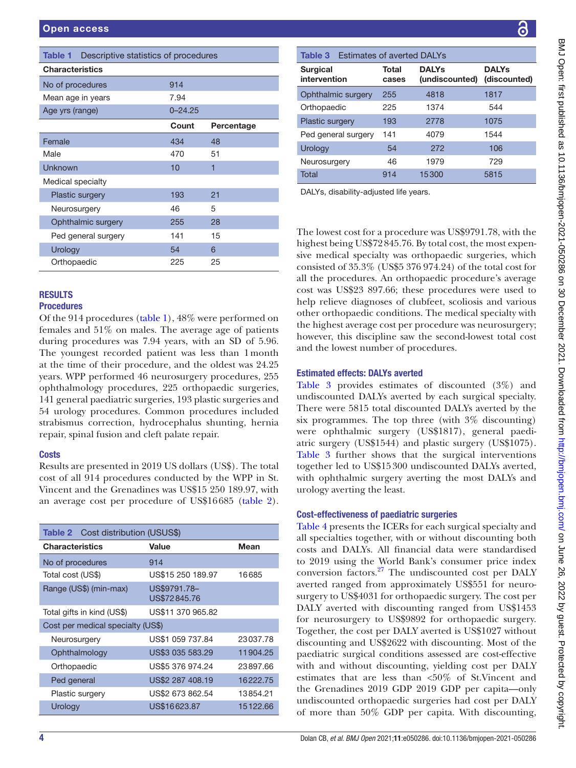**Table 1** Descriptive statistics of procedures

| Characteristics | | |
|---|---|---|
| No of procedures | 914 | |
| Mean age in years | 7.94 | |
| Age yrs (range) | 0–24.25 | |
| | **Count** | **Percentage** |
| Female | 434 | 48 |
| Male | 470 | 51 |
| Unknown | 10 | 1 |
| Medical specialty | | |
| Plastic surgery | 193 | 21 |
| Neurosurgery | 46 | 5 |
| Ophthalmic surgery | 255 | 28 |
| Ped general surgery | 141 | 15 |
| Urology | 54 | 6 |
| Orthopaedic | 225 | 25 |

## RESULTS

### Procedures

Of the 914 procedures (table 1), 48% were performed on females and 51% on males. The average age of patients during procedures was 7.94 years, with an SD of 5.96. The youngest recorded patient was less than 1 month at the time of their procedure, and the oldest was 24.25 years. WPP performed 46 neurosurgery procedures, 255 ophthalmology procedures, 225 orthopaedic surgeries, 141 general paediatric surgeries, 193 plastic surgeries and 54 urology procedures. Common procedures included strabismus correction, hydrocephalus shunting, hernia repair, spinal fusion and cleft palate repair.

### Costs

Results are presented in 2019 US dollars (US$). The total cost of all 914 procedures conducted by the WPP in St. Vincent and the Grenadines was US$15 250 189.97, with an average cost per procedure of US$16 685 (table 2).

**Table 2** Cost distribution (USUS$)

| Characteristics | Value | Mean |
|---|---|---|
| No of procedures | 914 | |
| Total cost (US$) | US$15 250 189.97 | 16 685 |
| Range (US$) (min-max) | US$9791.78–US$72 845.76 | |
| Total gifts in kind (US$) | US$11 370 965.82 | |
| Cost per medical specialty (US$) | | |
| Neurosurgery | US$1 059 737.84 | 23 037.78 |
| Ophthalmology | US$3 035 583.29 | 11 904.25 |
| Orthopaedic | US$5 376 974.24 | 23 897.66 |
| Ped general | US$2 287 408.19 | 16 222.75 |
| Plastic surgery | US$2 673 862.54 | 13 854.21 |
| Urology | US$16 623.87 | 15 122.66 |

**Table 3** Estimates of averted DALYs

| Surgical intervention | Total cases | DALYs (undiscounted) | DALYs (discounted) |
|---|---|---|---|
| Ophthalmic surgery | 255 | 4818 | 1817 |
| Orthopaedic | 225 | 1374 | 544 |
| Plastic surgery | 193 | 2778 | 1075 |
| Ped general surgery | 141 | 4079 | 1544 |
| Urology | 54 | 272 | 106 |
| Neurosurgery | 46 | 1979 | 729 |
| Total | 914 | 15 300 | 5815 |

DALYs, disability-adjusted life years.

The lowest cost for a procedure was US$9791.78, with the highest being US$72 845.76. By total cost, the most expensive medical specialty was orthopaedic surgeries, which consisted of 35.3% (US$5 376 974.24) of the total cost for all the procedures. An orthopaedic procedure's average cost was US$23 897.66; these procedures were used to help relieve diagnoses of clubfeet, scoliosis and various other orthopaedic conditions. The medical specialty with the highest average cost per procedure was neurosurgery; however, this discipline saw the second-lowest total cost and the lowest number of procedures.

### Estimated effects: DALYs averted

Table 3 provides estimates of discounted (3%) and undiscounted DALYs averted by each surgical specialty. There were 5815 total discounted DALYs averted by the six programmes. The top three (with 3% discounting) were ophthalmic surgery (US$1817), general paediatric surgery (US$1544) and plastic surgery (US$1075). Table 3 further shows that the surgical interventions together led to US$15 300 undiscounted DALYs averted, with ophthalmic surgery averting the most DALYs and urology averting the least.

### Cost-effectiveness of paediatric surgeries

Table 4 presents the ICERs for each surgical specialty and all specialties together, with or without discounting both costs and DALYs. All financial data were standardised to 2019 using the World Bank's consumer price index conversion factors.[27] The undiscounted cost per DALY averted ranged from approximately US$551 for neurosurgery to US$4031 for orthopaedic surgery. The cost per DALY averted with discounting ranged from US$1453 for neurosurgery to US$9892 for orthopaedic surgery. Together, the cost per DALY averted is US$1027 without discounting and US$2622 with discounting. Most of the paediatric surgical conditions assessed are cost-effective with and without discounting, yielding cost per DALY estimates that are less than <50% of St.Vincent and the Grenadines 2019 GDP 2019 GDP per capita—only undiscounted orthopaedic surgeries had cost per DALY of more than 50% GDP per capita. With discounting,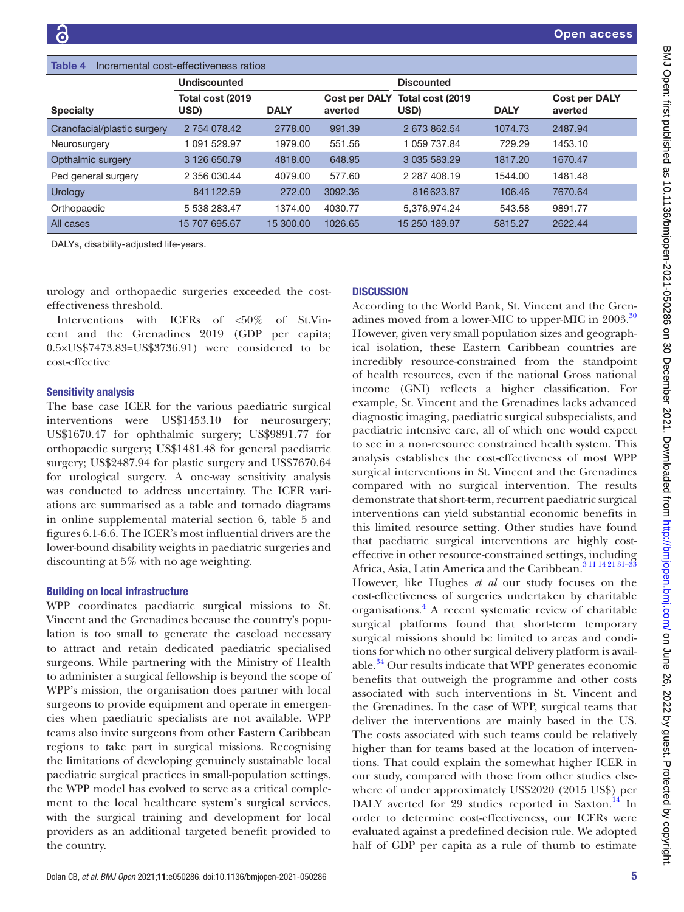**Table 4** Incremental cost-effectiveness ratios

| | Undiscounted | | | Discounted | | |
|---|---|---|---|---|---|---|
| **Specialty** | **Total cost (2019 USD)** | **DALY** | **Cost per DALY averted** | **Total cost (2019 USD)** | **DALY** | **Cost per DALY averted** |
| Cranofacial/plastic surgery | 2 754 078.42 | 2778.00 | 991.39 | 2 673 862.54 | 1074.73 | 2487.94 |
| Neurosurgery | 1 091 529.97 | 1979.00 | 551.56 | 1 059 737.84 | 729.29 | 1453.10 |
| Opthalmic surgery | 3 126 650.79 | 4818.00 | 648.95 | 3 035 583.29 | 1817.20 | 1670.47 |
| Ped general surgery | 2 356 030.44 | 4079.00 | 577.60 | 2 287 408.19 | 1544.00 | 1481.48 |
| Urology | 841 122.59 | 272.00 | 3092.36 | 816623.87 | 106.46 | 7670.64 |
| Orthopaedic | 5 538 283.47 | 1374.00 | 4030.77 | 5,376,974.24 | 543.58 | 9891.77 |
| All cases | 15 707 695.67 | 15 300.00 | 1026.65 | 15 250 189.97 | 5815.27 | 2622.44 |

DALYs, disability-adjusted life-years.

urology and orthopaedic surgeries exceeded the cost-effectiveness threshold.

Interventions with ICERs of <50% of St.Vincent and the Grenadines 2019 (GDP per capita; 0.5×US\$7473.83=US\$3736.91) were considered to be cost-effective

### Sensitivity analysis

The base case ICER for the various paediatric surgical interventions were US\$1453.10 for neurosurgery; US\$1670.47 for ophthalmic surgery; US\$9891.77 for orthopaedic surgery; US\$1481.48 for general paediatric surgery; US\$2487.94 for plastic surgery and US\$7670.64 for urological surgery. A one-way sensitivity analysis was conducted to address uncertainty. The ICER variations are summarised as a table and tornado diagrams in online supplemental material section 6, table 5 and figures 6.1-6.6. The ICER's most influential drivers are the lower-bound disability weights in paediatric surgeries and discounting at 5% with no age weighting.

### Building on local infrastructure

WPP coordinates paediatric surgical missions to St. Vincent and the Grenadines because the country's population is too small to generate the caseload necessary to attract and retain dedicated paediatric specialised surgeons. While partnering with the Ministry of Health to administer a surgical fellowship is beyond the scope of WPP's mission, the organisation does partner with local surgeons to provide equipment and operate in emergencies when paediatric specialists are not available. WPP teams also invite surgeons from other Eastern Caribbean regions to take part in surgical missions. Recognising the limitations of developing genuinely sustainable local paediatric surgical practices in small-population settings, the WPP model has evolved to serve as a critical complement to the local healthcare system's surgical services, with the surgical training and development for local providers as an additional targeted benefit provided to the country.

## DISCUSSION

According to the World Bank, St. Vincent and the Grenadines moved from a lower-MIC to upper-MIC in 2003.[30] However, given very small population sizes and geographical isolation, these Eastern Caribbean countries are incredibly resource-constrained from the standpoint of health resources, even if the national Gross national income (GNI) reflects a higher classification. For example, St. Vincent and the Grenadines lacks advanced diagnostic imaging, paediatric surgical subspecialists, and paediatric intensive care, all of which one would expect to see in a non-resource constrained health system. This analysis establishes the cost-effectiveness of most WPP surgical interventions in St. Vincent and the Grenadines compared with no surgical intervention. The results demonstrate that short-term, recurrent paediatric surgical interventions can yield substantial economic benefits in this limited resource setting. Other studies have found that paediatric surgical interventions are highly cost-effective in other resource-constrained settings, including Africa, Asia, Latin America and the Caribbean.[3 11 14 21 31–33] However, like Hughes *et al* our study focuses on the cost-effectiveness of surgeries undertaken by charitable organisations.[4] A recent systematic review of charitable surgical platforms found that short-term temporary surgical missions should be limited to areas and conditions for which no other surgical delivery platform is available.[34] Our results indicate that WPP generates economic benefits that outweigh the programme and other costs associated with such interventions in St. Vincent and the Grenadines. In the case of WPP, surgical teams that deliver the interventions are mainly based in the US. The costs associated with such teams could be relatively higher than for teams based at the location of interventions. That could explain the somewhat higher ICER in our study, compared with those from other studies elsewhere of under approximately US\$2020 (2015 US\$) per DALY averted for 29 studies reported in Saxton.[14] In order to determine cost-effectiveness, our ICERs were evaluated against a predefined decision rule. We adopted half of GDP per capita as a rule of thumb to estimate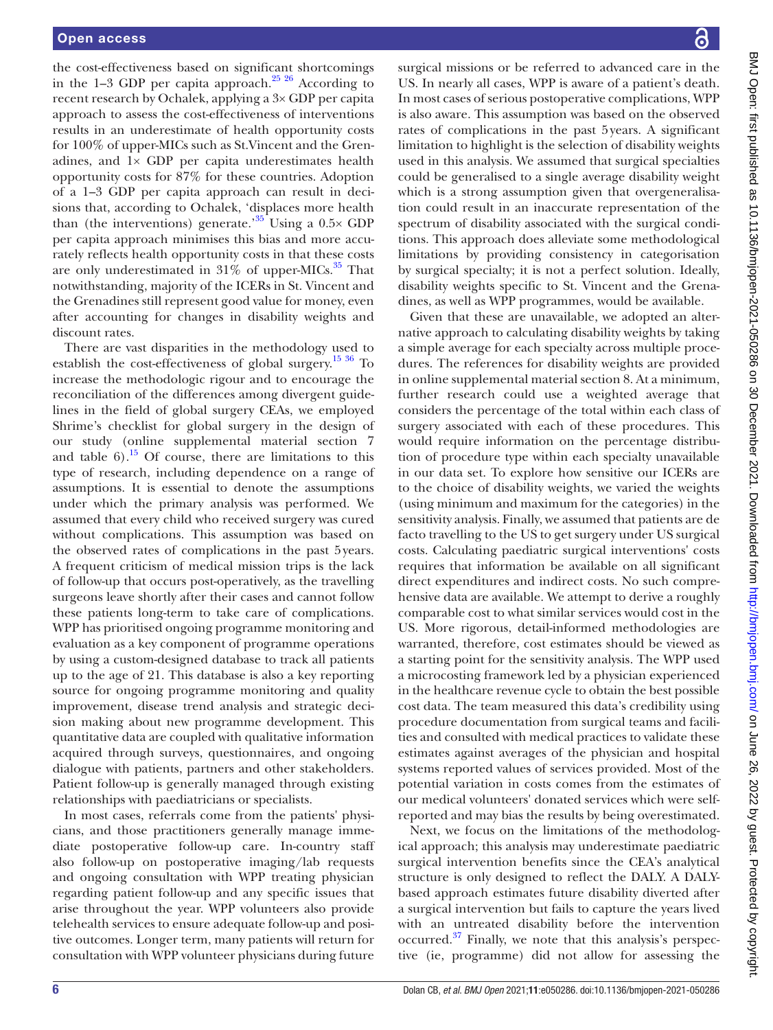the cost-effectiveness based on significant shortcomings in the 1–3 GDP per capita approach.[25 26] According to recent research by Ochalek, applying a 3× GDP per capita approach to assess the cost-effectiveness of interventions results in an underestimate of health opportunity costs for 100% of upper-MICs such as St.Vincent and the Grenadines, and 1× GDP per capita underestimates health opportunity costs for 87% for these countries. Adoption of a 1–3 GDP per capita approach can result in decisions that, according to Ochalek, 'displaces more health than (the interventions) generate.'[35] Using a 0.5× GDP per capita approach minimises this bias and more accurately reflects health opportunity costs in that these costs are only underestimated in 31% of upper-MICs.[35] That notwithstanding, majority of the ICERs in St. Vincent and the Grenadines still represent good value for money, even after accounting for changes in disability weights and discount rates.

There are vast disparities in the methodology used to establish the cost-effectiveness of global surgery.[15 36] To increase the methodologic rigour and to encourage the reconciliation of the differences among divergent guidelines in the field of global surgery CEAs, we employed Shrime's checklist for global surgery in the design of our study (online supplemental material section 7 and table 6).[15] Of course, there are limitations to this type of research, including dependence on a range of assumptions. It is essential to denote the assumptions under which the primary analysis was performed. We assumed that every child who received surgery was cured without complications. This assumption was based on the observed rates of complications in the past 5 years. A frequent criticism of medical mission trips is the lack of follow-up that occurs post-operatively, as the travelling surgeons leave shortly after their cases and cannot follow these patients long-term to take care of complications. WPP has prioritised ongoing programme monitoring and evaluation as a key component of programme operations by using a custom-designed database to track all patients up to the age of 21. This database is also a key reporting source for ongoing programme monitoring and quality improvement, disease trend analysis and strategic decision making about new programme development. This quantitative data are coupled with qualitative information acquired through surveys, questionnaires, and ongoing dialogue with patients, partners and other stakeholders. Patient follow-up is generally managed through existing relationships with paediatricians or specialists.

In most cases, referrals come from the patients' physicians, and those practitioners generally manage immediate postoperative follow-up care. In-country staff also follow-up on postoperative imaging/lab requests and ongoing consultation with WPP treating physician regarding patient follow-up and any specific issues that arise throughout the year. WPP volunteers also provide telehealth services to ensure adequate follow-up and positive outcomes. Longer term, many patients will return for consultation with WPP volunteer physicians during future surgical missions or be referred to advanced care in the US. In nearly all cases, WPP is aware of a patient's death. In most cases of serious postoperative complications, WPP is also aware. This assumption was based on the observed rates of complications in the past 5 years. A significant limitation to highlight is the selection of disability weights used in this analysis. We assumed that surgical specialties could be generalised to a single average disability weight which is a strong assumption given that overgeneralisation could result in an inaccurate representation of the spectrum of disability associated with the surgical conditions. This approach does alleviate some methodological limitations by providing consistency in categorisation by surgical specialty; it is not a perfect solution. Ideally, disability weights specific to St. Vincent and the Grenadines, as well as WPP programmes, would be available.

Given that these are unavailable, we adopted an alternative approach to calculating disability weights by taking a simple average for each specialty across multiple procedures. The references for disability weights are provided in online supplemental material section 8. At a minimum, further research could use a weighted average that considers the percentage of the total within each class of surgery associated with each of these procedures. This would require information on the percentage distribution of procedure type within each specialty unavailable in our data set. To explore how sensitive our ICERs are to the choice of disability weights, we varied the weights (using minimum and maximum for the categories) in the sensitivity analysis. Finally, we assumed that patients are de facto travelling to the US to get surgery under US surgical costs. Calculating paediatric surgical interventions' costs requires that information be available on all significant direct expenditures and indirect costs. No such comprehensive data are available. We attempt to derive a roughly comparable cost to what similar services would cost in the US. More rigorous, detail-informed methodologies are warranted, therefore, cost estimates should be viewed as a starting point for the sensitivity analysis. The WPP used a microcosting framework led by a physician experienced in the healthcare revenue cycle to obtain the best possible cost data. The team measured this data's credibility using procedure documentation from surgical teams and facilities and consulted with medical practices to validate these estimates against averages of the physician and hospital systems reported values of services provided. Most of the potential variation in costs comes from the estimates of our medical volunteers' donated services which were self-reported and may bias the results by being overestimated.

Next, we focus on the limitations of the methodological approach; this analysis may underestimate paediatric surgical intervention benefits since the CEA's analytical structure is only designed to reflect the DALY. A DALY-based approach estimates future disability diverted after a surgical intervention but fails to capture the years lived with an untreated disability before the intervention occurred.[37] Finally, we note that this analysis's perspective (ie, programme) did not allow for assessing the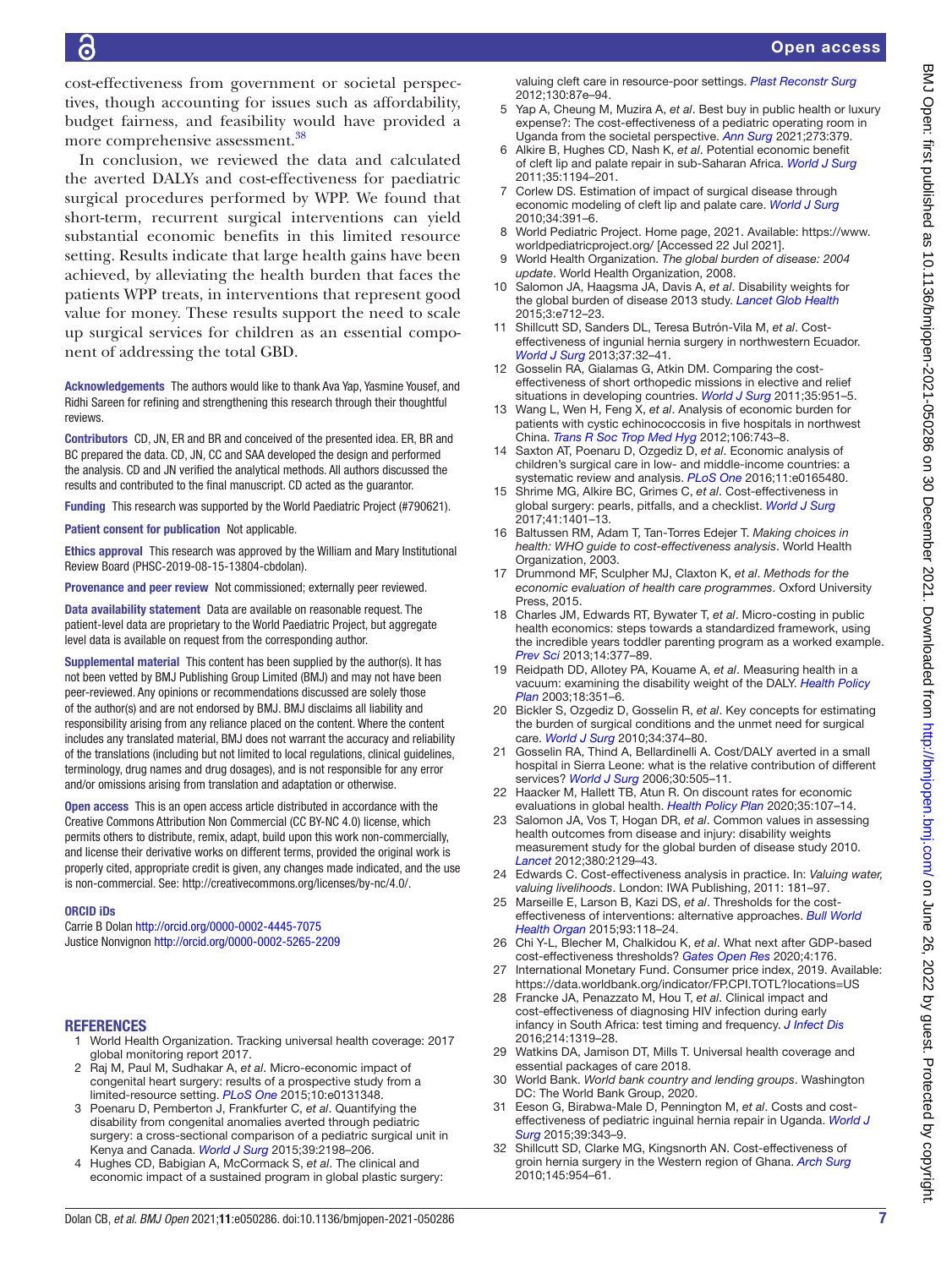cost-effectiveness from government or societal perspectives, though accounting for issues such as affordability, budget fairness, and feasibility would have provided a more comprehensive assessment.[38]

In conclusion, we reviewed the data and calculated the averted DALYs and cost-effectiveness for paediatric surgical procedures performed by WPP. We found that short-term, recurrent surgical interventions can yield substantial economic benefits in this limited resource setting. Results indicate that large health gains have been achieved, by alleviating the health burden that faces the patients WPP treats, in interventions that represent good value for money. These results support the need to scale up surgical services for children as an essential component of addressing the total GBD.

**Acknowledgements** The authors would like to thank Ava Yap, Yasmine Yousef, and Ridhi Sareen for refining and strengthening this research through their thoughtful reviews.

**Contributors** CD, JN, ER and BR and conceived of the presented idea. ER, BR and BC prepared the data. CD, JN, CC and SAA developed the design and performed the analysis. CD and JN verified the analytical methods. All authors discussed the results and contributed to the final manuscript. CD acted as the guarantor.

**Funding** This research was supported by the World Paediatric Project (#790621).

**Patient consent for publication** Not applicable.

**Ethics approval** This research was approved by the William and Mary Institutional Review Board (PHSC-2019-08-15-13804-cbdolan).

**Provenance and peer review** Not commissioned; externally peer reviewed.

**Data availability statement** Data are available on reasonable request. The patient-level data are proprietary to the World Paediatric Project, but aggregate level data is available on request from the corresponding author.

**Supplemental material** This content has been supplied by the author(s). It has not been vetted by BMJ Publishing Group Limited (BMJ) and may not have been peer-reviewed. Any opinions or recommendations discussed are solely those of the author(s) and are not endorsed by BMJ. BMJ disclaims all liability and responsibility arising from any reliance placed on the content. Where the content includes any translated material, BMJ does not warrant the accuracy and reliability of the translations (including but not limited to local regulations, clinical guidelines, terminology, drug names and drug dosages), and is not responsible for any error and/or omissions arising from translation and adaptation or otherwise.

**Open access** This is an open access article distributed in accordance with the Creative Commons Attribution Non Commercial (CC BY-NC 4.0) license, which permits others to distribute, remix, adapt, build upon this work non-commercially, and license their derivative works on different terms, provided the original work is properly cited, appropriate credit is given, any changes made indicated, and the use is non-commercial. See: http://creativecommons.org/licenses/by-nc/4.0/.

**ORCID iDs**

Carrie B Dolan http://orcid.org/0000-0002-4445-7075
Justice Nonvignon http://orcid.org/0000-0002-5265-2209

## REFERENCES

1. World Health Organization. Tracking universal health coverage: 2017 global monitoring report 2017.
2. Raj M, Paul M, Sudhakar A, *et al*. Micro-economic impact of congenital heart surgery: results of a prospective study from a limited-resource setting. *PLoS One* 2015;10:e0131348.
3. Poenaru D, Pemberton J, Frankfurter C, *et al*. Quantifying the disability from congenital anomalies averted through pediatric surgery: a cross-sectional comparison of a pediatric surgical unit in Kenya and Canada. *World J Surg* 2015;39:2198–206.
4. Hughes CD, Babigian A, McCormack S, *et al*. The clinical and economic impact of a sustained program in global plastic surgery: valuing cleft care in resource-poor settings. *Plast Reconstr Surg* 2012;130:87e–94.
5. Yap A, Cheung M, Muzira A, *et al*. Best buy in public health or luxury expense?: The cost-effectiveness of a pediatric operating room in Uganda from the societal perspective. *Ann Surg* 2021;273:379.
6. Alkire B, Hughes CD, Nash K, *et al*. Potential economic benefit of cleft lip and palate repair in sub-Saharan Africa. *World J Surg* 2011;35:1194–201.
7. Corlew DS. Estimation of impact of surgical disease through economic modeling of cleft lip and palate care. *World J Surg* 2010;34:391–6.
8. World Pediatric Project. Home page, 2021. Available: https://www.worldpediatricproject.org/ [Accessed 22 Jul 2021].
9. World Health Organization. *The global burden of disease: 2004 update*. World Health Organization, 2008.
10. Salomon JA, Haagsma JA, Davis A, *et al*. Disability weights for the global burden of disease 2013 study. *Lancet Glob Health* 2015;3:e712–23.
11. Shillcutt SD, Sanders DL, Teresa Butrón-Vila M, *et al*. Cost-effectiveness of inguinal hernia surgery in northwestern Ecuador. *World J Surg* 2013;37:32–41.
12. Gosselin RA, Gialamas G, Atkin DM. Comparing the cost-effectiveness of short orthopedic missions in elective and relief situations in developing countries. *World J Surg* 2011;35:951–5.
13. Wang L, Wen H, Feng X, *et al*. Analysis of economic burden for patients with cystic echinococcosis in five hospitals in northwest China. *Trans R Soc Trop Med Hyg* 2012;106:743–8.
14. Saxton AT, Poenaru D, Ozgediz D, *et al*. Economic analysis of children's surgical care in low- and middle-income countries: a systematic review and analysis. *PLoS One* 2016;11:e0165480.
15. Shrime MG, Alkire BC, Grimes C, *et al*. Cost-effectiveness in global surgery: pearls, pitfalls, and a checklist. *World J Surg* 2017;41:1401–13.
16. Baltussen RM, Adam T, Tan-Torres Edejer T. *Making choices in health: WHO guide to cost-effectiveness analysis*. World Health Organization, 2003.
17. Drummond MF, Sculpher MJ, Claxton K, *et al*. *Methods for the economic evaluation of health care programmes*. Oxford University Press, 2015.
18. Charles JM, Edwards RT, Bywater T, *et al*. Micro-costing in public health economics: steps towards a standardized framework, using the incredible years toddler parenting program as a worked example. *Prev Sci* 2013;14:377–89.
19. Reidpath DD, Allotey PA, Kouame A, *et al*. Measuring health in a vacuum: examining the disability weight of the DALY. *Health Policy Plan* 2003;18:351–6.
20. Bickler S, Ozgediz D, Gosselin R, *et al*. Key concepts for estimating the burden of surgical conditions and the unmet need for surgical care. *World J Surg* 2010;34:374–80.
21. Gosselin RA, Thind A, Bellardinelli A. Cost/DALY averted in a small hospital in Sierra Leone: what is the relative contribution of different services? *World J Surg* 2006;30:505–11.
22. Haacker M, Hallett TB, Atun R. On discount rates for economic evaluations in global health. *Health Policy Plan* 2020;35:107–14.
23. Salomon JA, Vos T, Hogan DR, *et al*. Common values in assessing health outcomes from disease and injury: disability weights measurement study for the global burden of disease study 2010. *Lancet* 2012;380:2129–43.
24. Edwards C. Cost-effectiveness analysis in practice. In: *Valuing water, valuing livelihoods*. London: IWA Publishing, 2011: 181–97.
25. Marseille E, Larson B, Kazi DS, *et al*. Thresholds for the cost-effectiveness of interventions: alternative approaches. *Bull World Health Organ* 2015;93:118–24.
26. Chi Y-L, Blecher M, Chalkidou K, *et al*. What next after GDP-based cost-effectiveness thresholds? *Gates Open Res* 2020;4:176.
27. International Monetary Fund. Consumer price index, 2019. Available: https://data.worldbank.org/indicator/FP.CPI.TOTL?locations=US
28. Francke JA, Penazzato M, Hou T, *et al*. Clinical impact and cost-effectiveness of diagnosing HIV infection during early infancy in South Africa: test timing and frequency. *J Infect Dis* 2016;214:1319–28.
29. Watkins DA, Jamison DT, Mills T. Universal health coverage and essential packages of care 2018.
30. World Bank. *World bank country and lending groups*. Washington DC: The World Bank Group, 2020.
31. Eeson G, Birabwa-Male D, Pennington M, *et al*. Costs and cost-effectiveness of pediatric inguinal hernia repair in Uganda. *World J Surg* 2015;39:343–9.
32. Shillcutt SD, Clarke MG, Kingsnorth AN. Cost-effectiveness of groin hernia surgery in the Western region of Ghana. *Arch Surg* 2010;145:954–61.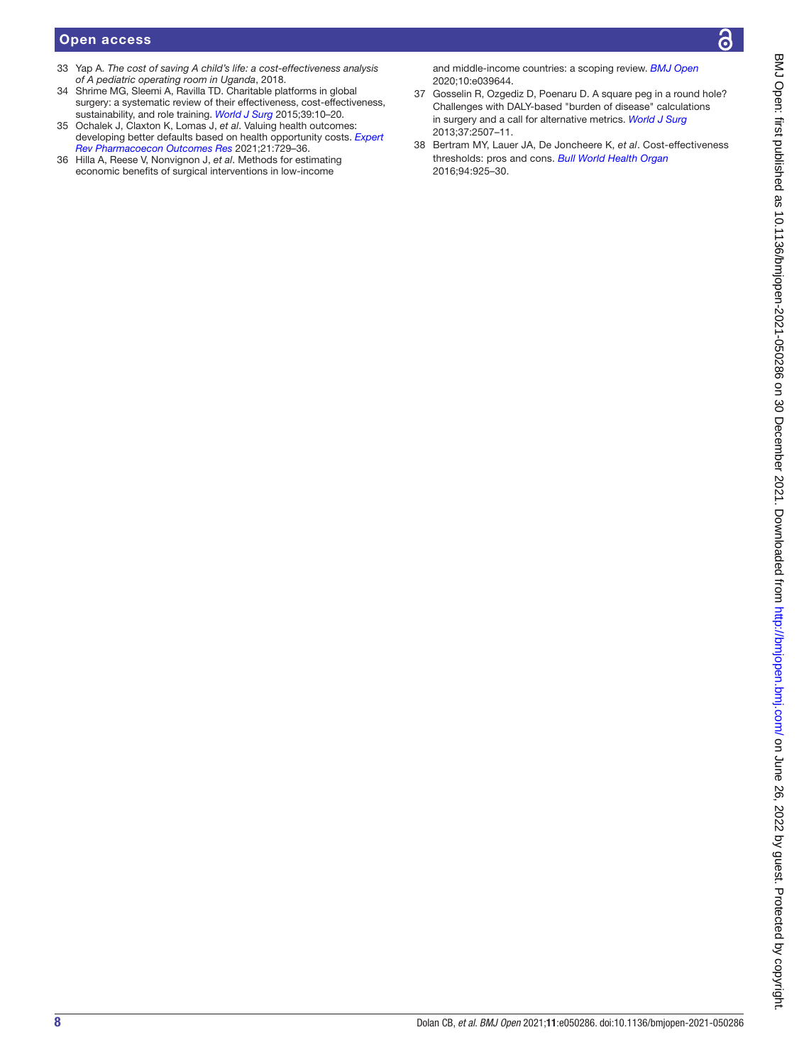33 Yap A. *The cost of saving A child's life: a cost-effectiveness analysis of A pediatric operating room in Uganda*, 2018.

34 Shrime MG, Sleemi A, Ravilla TD. Charitable platforms in global surgery: a systematic review of their effectiveness, cost-effectiveness, sustainability, and role training. *World J Surg* 2015;39:10–20.

35 Ochalek J, Claxton K, Lomas J, *et al*. Valuing health outcomes: developing better defaults based on health opportunity costs. *Expert Rev Pharmacoecon Outcomes Res* 2021;21:729–36.

36 Hilla A, Reese V, Nonvignon J, *et al*. Methods for estimating economic benefits of surgical interventions in low-income and middle-income countries: a scoping review. *BMJ Open* 2020;10:e039644.

37 Gosselin R, Ozgediz D, Poenaru D. A square peg in a round hole? Challenges with DALY-based "burden of disease" calculations in surgery and a call for alternative metrics. *World J Surg* 2013;37:2507–11.

38 Bertram MY, Lauer JA, De Joncheere K, *et al*. Cost-effectiveness thresholds: pros and cons. *Bull World Health Organ* 2016;94:925–30.